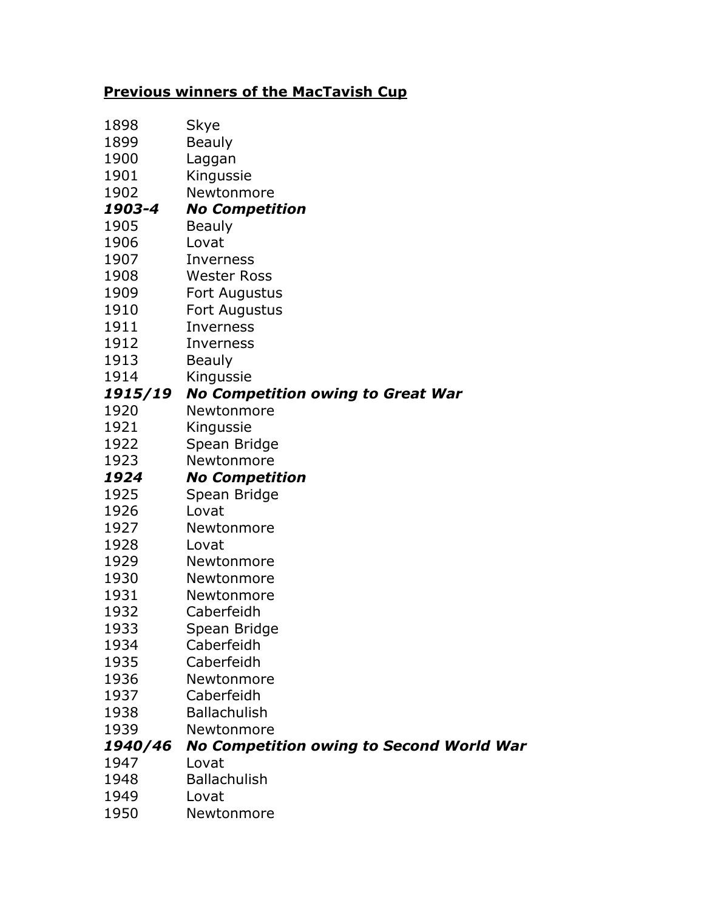**<u>Previous winners of the MacTavish Cup</u>**

| | |
|---|---|
| 1898 | Skye |
| 1899 | Beauly |
| 1900 | Laggan |
| 1901 | Kingussie |
| 1902 | Newtonmore |
| ***1903-4*** | ***No Competition*** |
| 1905 | Beauly |
| 1906 | Lovat |
| 1907 | Inverness |
| 1908 | Wester Ross |
| 1909 | Fort Augustus |
| 1910 | Fort Augustus |
| 1911 | Inverness |
| 1912 | Inverness |
| 1913 | Beauly |
| 1914 | Kingussie |
| ***1915/19*** | ***No Competition owing to Great War*** |
| 1920 | Newtonmore |
| 1921 | Kingussie |
| 1922 | Spean Bridge |
| 1923 | Newtonmore |
| ***1924*** | ***No Competition*** |
| 1925 | Spean Bridge |
| 1926 | Lovat |
| 1927 | Newtonmore |
| 1928 | Lovat |
| 1929 | Newtonmore |
| 1930 | Newtonmore |
| 1931 | Newtonmore |
| 1932 | Caberfeidh |
| 1933 | Spean Bridge |
| 1934 | Caberfeidh |
| 1935 | Caberfeidh |
| 1936 | Newtonmore |
| 1937 | Caberfeidh |
| 1938 | Ballachulish |
| 1939 | Newtonmore |
| ***1940/46*** | ***No Competition owing to Second World War*** |
| 1947 | Lovat |
| 1948 | Ballachulish |
| 1949 | Lovat |
| 1950 | Newtonmore |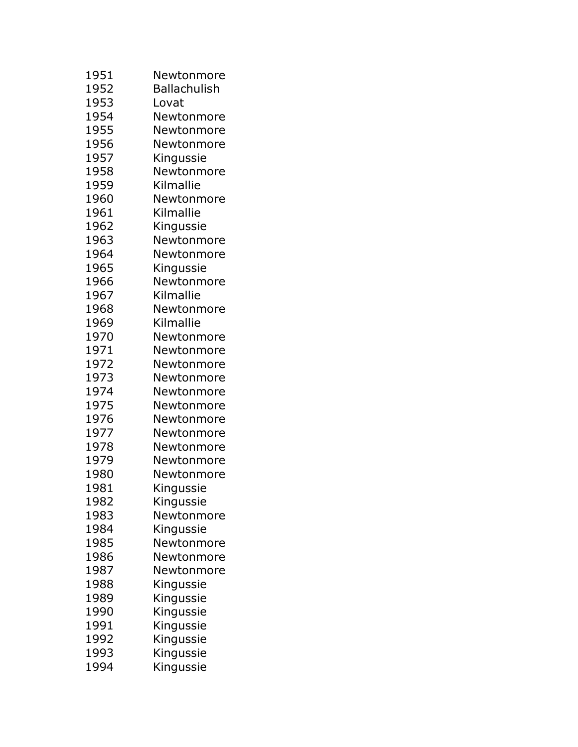| | |
|---|---|
| 1951 | Newtonmore |
| 1952 | Ballachulish |
| 1953 | Lovat |
| 1954 | Newtonmore |
| 1955 | Newtonmore |
| 1956 | Newtonmore |
| 1957 | Kingussie |
| 1958 | Newtonmore |
| 1959 | Kilmallie |
| 1960 | Newtonmore |
| 1961 | Kilmallie |
| 1962 | Kingussie |
| 1963 | Newtonmore |
| 1964 | Newtonmore |
| 1965 | Kingussie |
| 1966 | Newtonmore |
| 1967 | Kilmallie |
| 1968 | Newtonmore |
| 1969 | Kilmallie |
| 1970 | Newtonmore |
| 1971 | Newtonmore |
| 1972 | Newtonmore |
| 1973 | Newtonmore |
| 1974 | Newtonmore |
| 1975 | Newtonmore |
| 1976 | Newtonmore |
| 1977 | Newtonmore |
| 1978 | Newtonmore |
| 1979 | Newtonmore |
| 1980 | Newtonmore |
| 1981 | Kingussie |
| 1982 | Kingussie |
| 1983 | Newtonmore |
| 1984 | Kingussie |
| 1985 | Newtonmore |
| 1986 | Newtonmore |
| 1987 | Newtonmore |
| 1988 | Kingussie |
| 1989 | Kingussie |
| 1990 | Kingussie |
| 1991 | Kingussie |
| 1992 | Kingussie |
| 1993 | Kingussie |
| 1994 | Kingussie |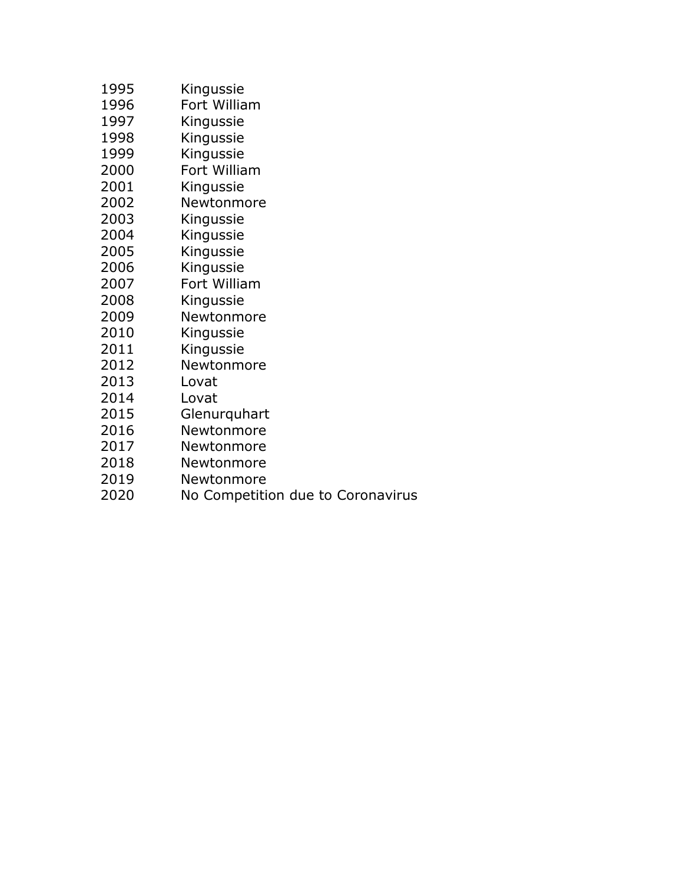| | |
|---|---|
| 1995 | Kingussie |
| 1996 | Fort William |
| 1997 | Kingussie |
| 1998 | Kingussie |
| 1999 | Kingussie |
| 2000 | Fort William |
| 2001 | Kingussie |
| 2002 | Newtonmore |
| 2003 | Kingussie |
| 2004 | Kingussie |
| 2005 | Kingussie |
| 2006 | Kingussie |
| 2007 | Fort William |
| 2008 | Kingussie |
| 2009 | Newtonmore |
| 2010 | Kingussie |
| 2011 | Kingussie |
| 2012 | Newtonmore |
| 2013 | Lovat |
| 2014 | Lovat |
| 2015 | Glenurquhart |
| 2016 | Newtonmore |
| 2017 | Newtonmore |
| 2018 | Newtonmore |
| 2019 | Newtonmore |
| 2020 | No Competition due to Coronavirus |